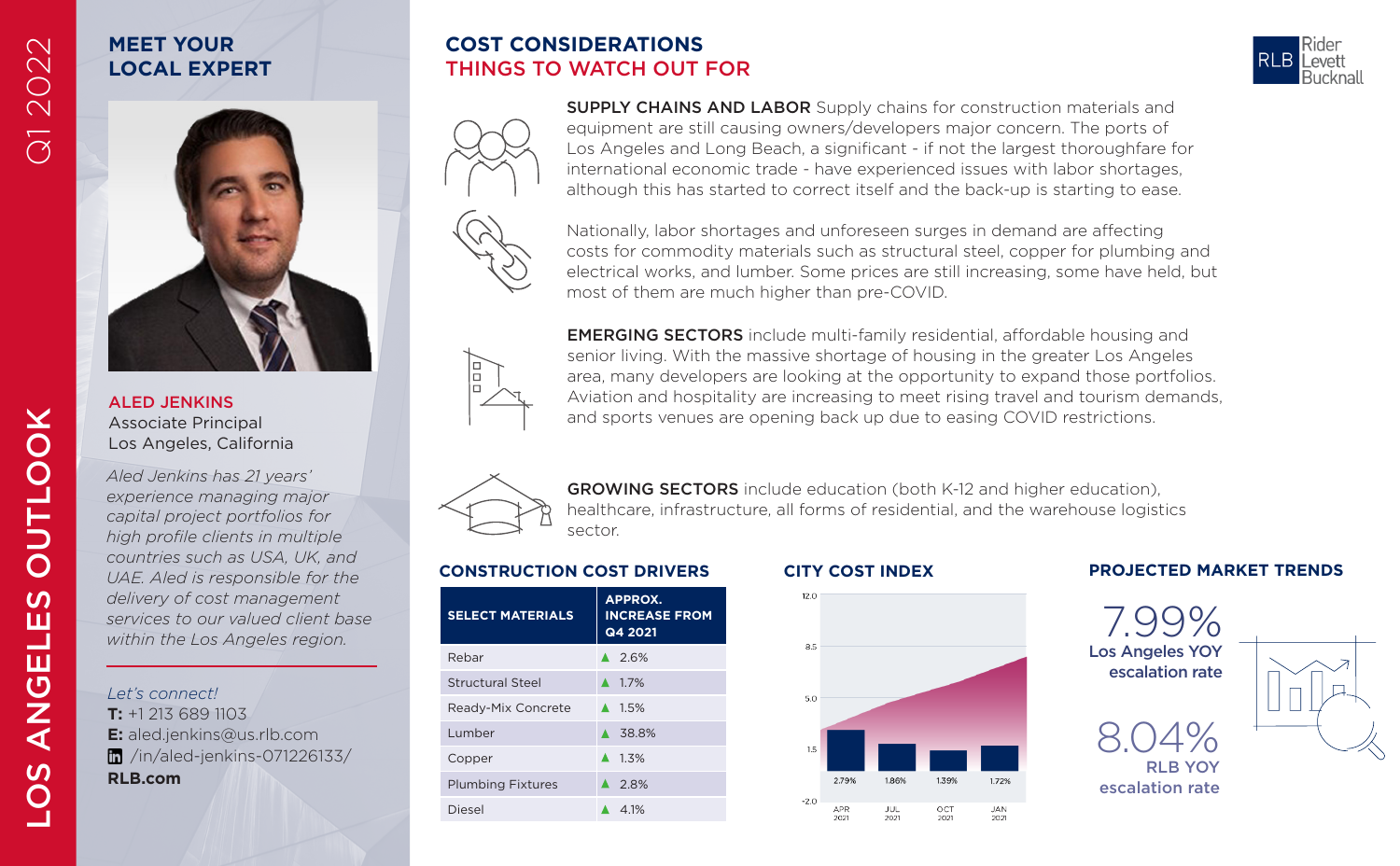# LOS ANGELES OUTLOOK

Q1 2022

## MEET YOUR LOCAL EXPERT

**ALED JENKINS**
Associate Principal
Los Angeles, California

*Aled Jenkins has 21 years' experience managing major capital project portfolios for high profile clients in multiple countries such as USA, UK, and UAE. Aled is responsible for the delivery of cost management services to our valued client base within the Los Angeles region.*

*Let's connect!*
**T:** +1 213 689 1103
**E:** aled.jenkins@us.rlb.com
/in/aled-jenkins-071226133/
**RLB.com**

## COST CONSIDERATIONS
## THINGS TO WATCH OUT FOR

**SUPPLY CHAINS AND LABOR** Supply chains for construction materials and equipment are still causing owners/developers major concern. The ports of Los Angeles and Long Beach, a significant - if not the largest thoroughfare for international economic trade - have experienced issues with labor shortages, although this has started to correct itself and the back-up is starting to ease.

Nationally, labor shortages and unforeseen surges in demand are affecting costs for commodity materials such as structural steel, copper for plumbing and electrical works, and lumber. Some prices are still increasing, some have held, but most of them are much higher than pre-COVID.

**EMERGING SECTORS** include multi-family residential, affordable housing and senior living. With the massive shortage of housing in the greater Los Angeles area, many developers are looking at the opportunity to expand those portfolios. Aviation and hospitality are increasing to meet rising travel and tourism demands, and sports venues are opening back up due to easing COVID restrictions.

**GROWING SECTORS** include education (both K-12 and higher education), healthcare, infrastructure, all forms of residential, and the warehouse logistics sector.

### CONSTRUCTION COST DRIVERS

| SELECT MATERIALS | APPROX. INCREASE FROM Q4 2021 |
|---|---|
| Rebar | ▲ 2.6% |
| Structural Steel | ▲ 1.7% |
| Ready-Mix Concrete | ▲ 1.5% |
| Lumber | ▲ 38.8% |
| Copper | ▲ 1.3% |
| Plumbing Fixtures | ▲ 2.8% |
| Diesel | ▲ 4.1% |

### CITY COST INDEX

| APR 2021 | JUL 2021 | OCT 2021 | JAN 2021 |
|---|---|---|---|
| 2.79% | 1.86% | 1.39% | 1.72% |

### PROJECTED MARKET TRENDS

**7.99%**
Los Angeles YOY escalation rate

**8.04%**
RLB YOY escalation rate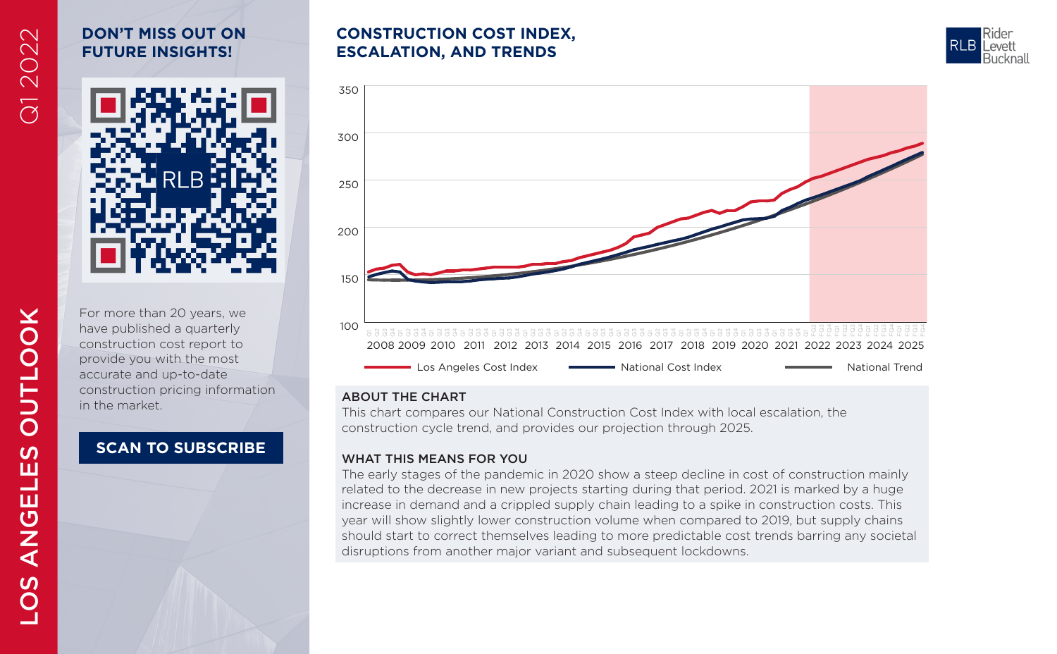LOS ANGELES OUTLOOK

Q1 2022

## DON'T MISS OUT ON FUTURE INSIGHTS!

RLB

For more than 20 years, we have published a quarterly construction cost report to provide you with the most accurate and up-to-date construction pricing information in the market.

**SCAN TO SUBSCRIBE**

## CONSTRUCTION COST INDEX, ESCALATION, AND TRENDS

RLB Rider Levett Bucknall

350
300
250
200
150
100

2008 2009 2010 2011 2012 2013 2014 2015 2016 2017 2018 2019 2020 2021 2022 2023 2024 2025

Los Angeles Cost Index
National Cost Index
National Trend

### ABOUT THE CHART

This chart compares our National Construction Cost Index with local escalation, the construction cycle trend, and provides our projection through 2025.

### WHAT THIS MEANS FOR YOU

The early stages of the pandemic in 2020 show a steep decline in cost of construction mainly related to the decrease in new projects starting during that period. 2021 is marked by a huge increase in demand and a crippled supply chain leading to a spike in construction costs. This year will show slightly lower construction volume when compared to 2019, but supply chains should start to correct themselves leading to more predictable cost trends barring any societal disruptions from another major variant and subsequent lockdowns.